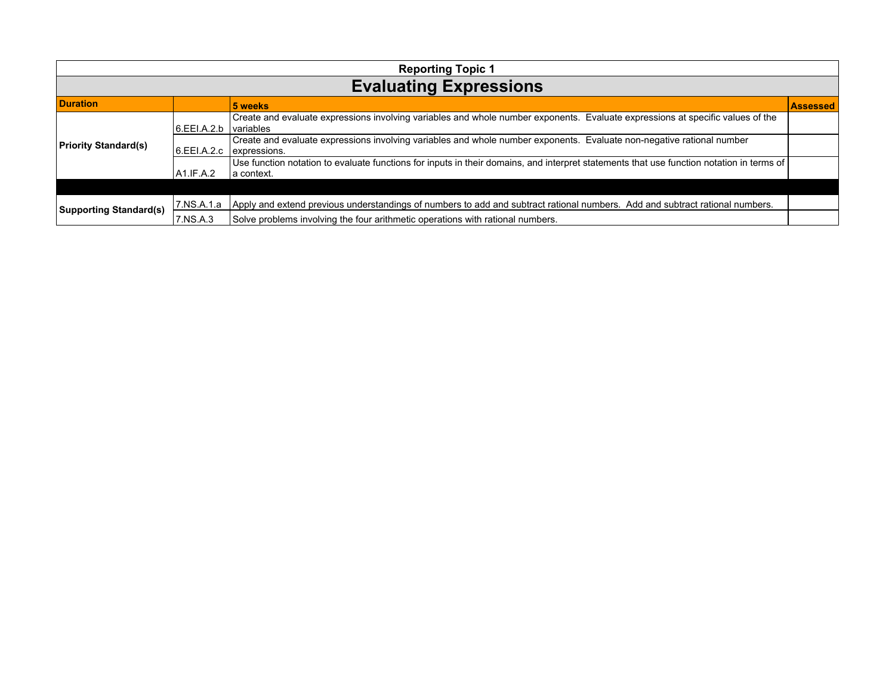**Reporting Topic 1**

# Evaluating Expressions

| Duration | | 5 weeks | Assessed |
|---|---|---|---|
| Priority Standard(s) | 6.EEI.A.2.b | Create and evaluate expressions involving variables and whole number exponents. Evaluate expressions at specific values of the variables | |
| | 6.EEI.A.2.c | Create and evaluate expressions involving variables and whole number exponents. Evaluate non-negative rational number expressions. | |
| | A1.IF.A.2 | Use function notation to evaluate functions for inputs in their domains, and interpret statements that use function notation in terms of a context. | |
| | | | |
| Supporting Standard(s) | 7.NS.A.1.a | Apply and extend previous understandings of numbers to add and subtract rational numbers. Add and subtract rational numbers. | |
| | 7.NS.A.3 | Solve problems involving the four arithmetic operations with rational numbers. | |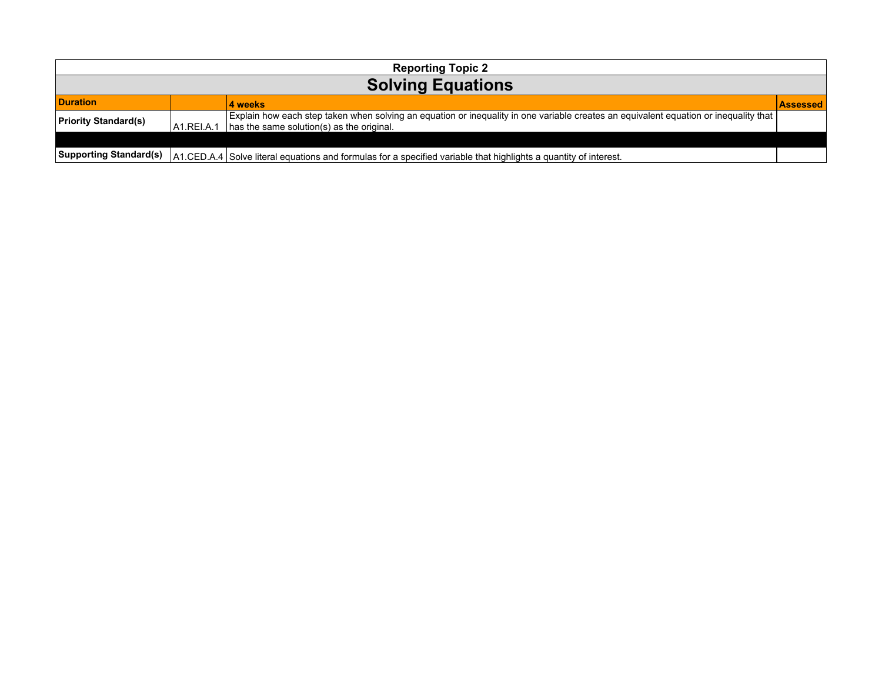| Reporting Topic 2 | | | |
|---|---|---|---|
| **Solving Equations** | | | |
| **Duration** | | **4 weeks** | **Assessed** |
| **Priority Standard(s)** | A1.REI.A.1 | Explain how each step taken when solving an equation or inequality in one variable creates an equivalent equation or inequality that has the same solution(s) as the original. | |
| | | | |
| **Supporting Standard(s)** | A1.CED.A.4 | Solve literal equations and formulas for a specified variable that highlights a quantity of interest. | |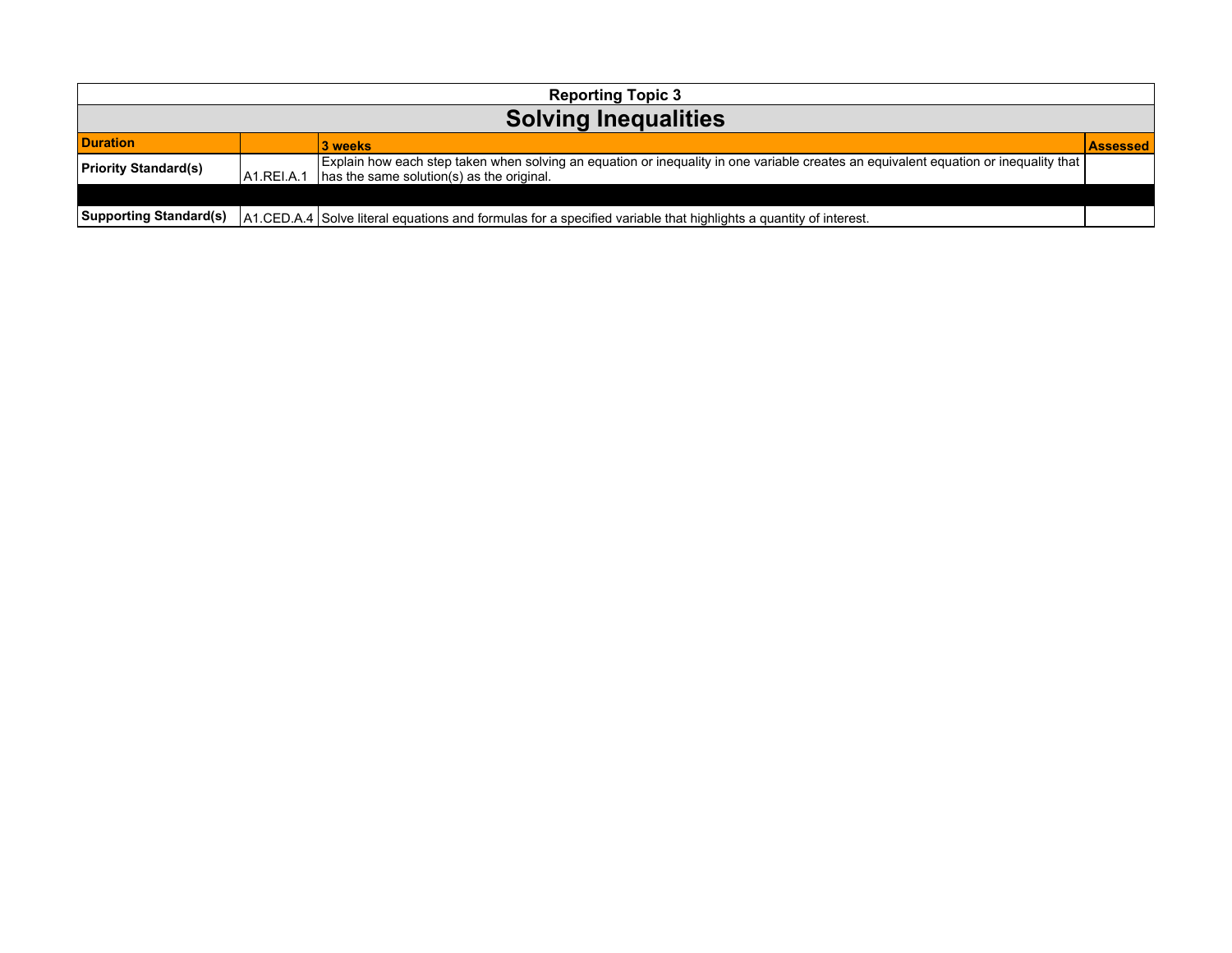| Reporting Topic 3 | | | |
|---|---|---|---|
| **Solving Inequalities** | | | |
| **Duration** | | **3 weeks** | **Assessed** |
| **Priority Standard(s)** | A1.REI.A.1 | Explain how each step taken when solving an equation or inequality in one variable creates an equivalent equation or inequality that has the same solution(s) as the original. | |
| | | | |
| **Supporting Standard(s)** | A1.CED.A.4 | Solve literal equations and formulas for a specified variable that highlights a quantity of interest. | |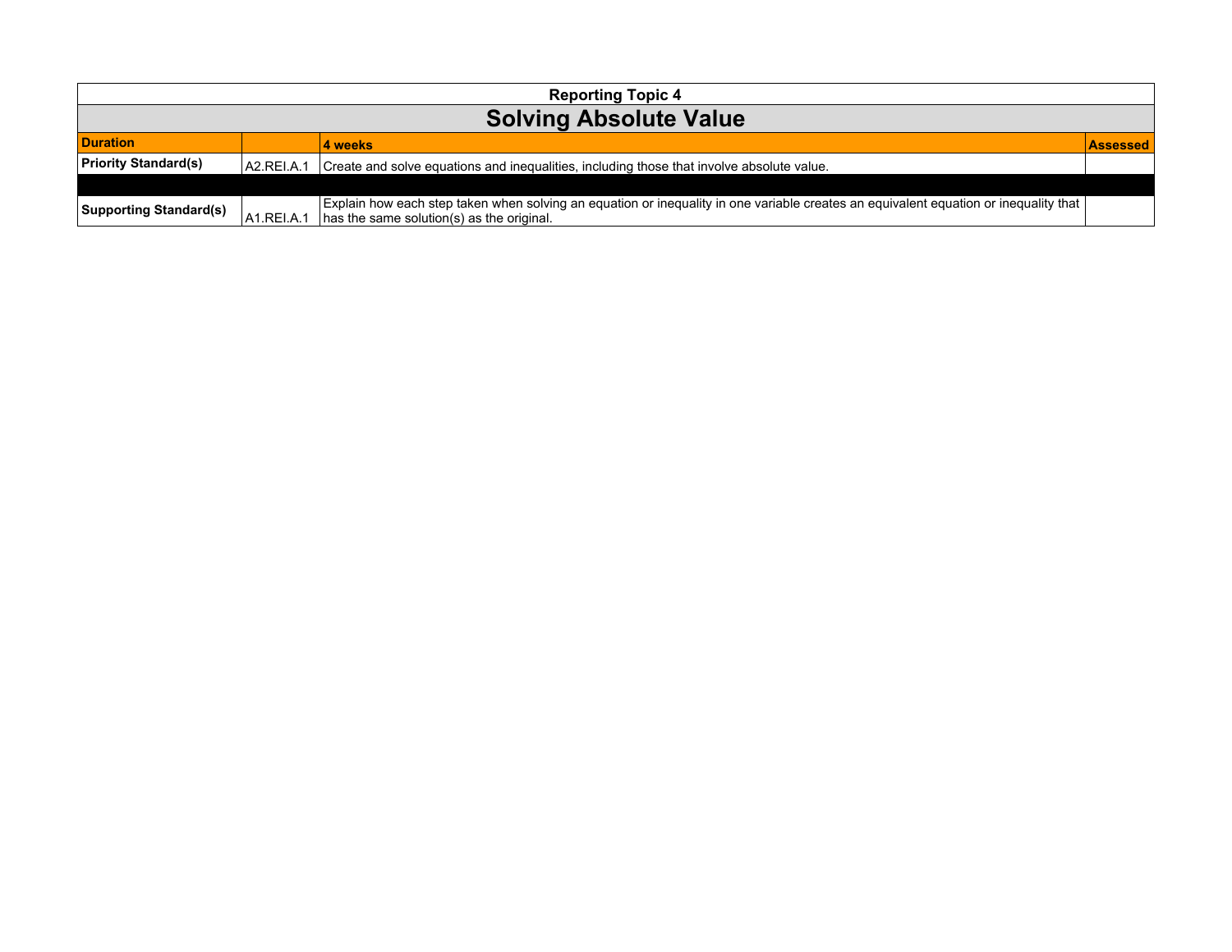| Reporting Topic 4 | | | |
|---|---|---|---|
| **Solving Absolute Value** | | | |
| **Duration** | | **4 weeks** | **Assessed** |
| **Priority Standard(s)** | A2.REI.A.1 | Create and solve equations and inequalities, including those that involve absolute value. | |
| | | | |
| **Supporting Standard(s)** | A1.REI.A.1 | Explain how each step taken when solving an equation or inequality in one variable creates an equivalent equation or inequality that has the same solution(s) as the original. | |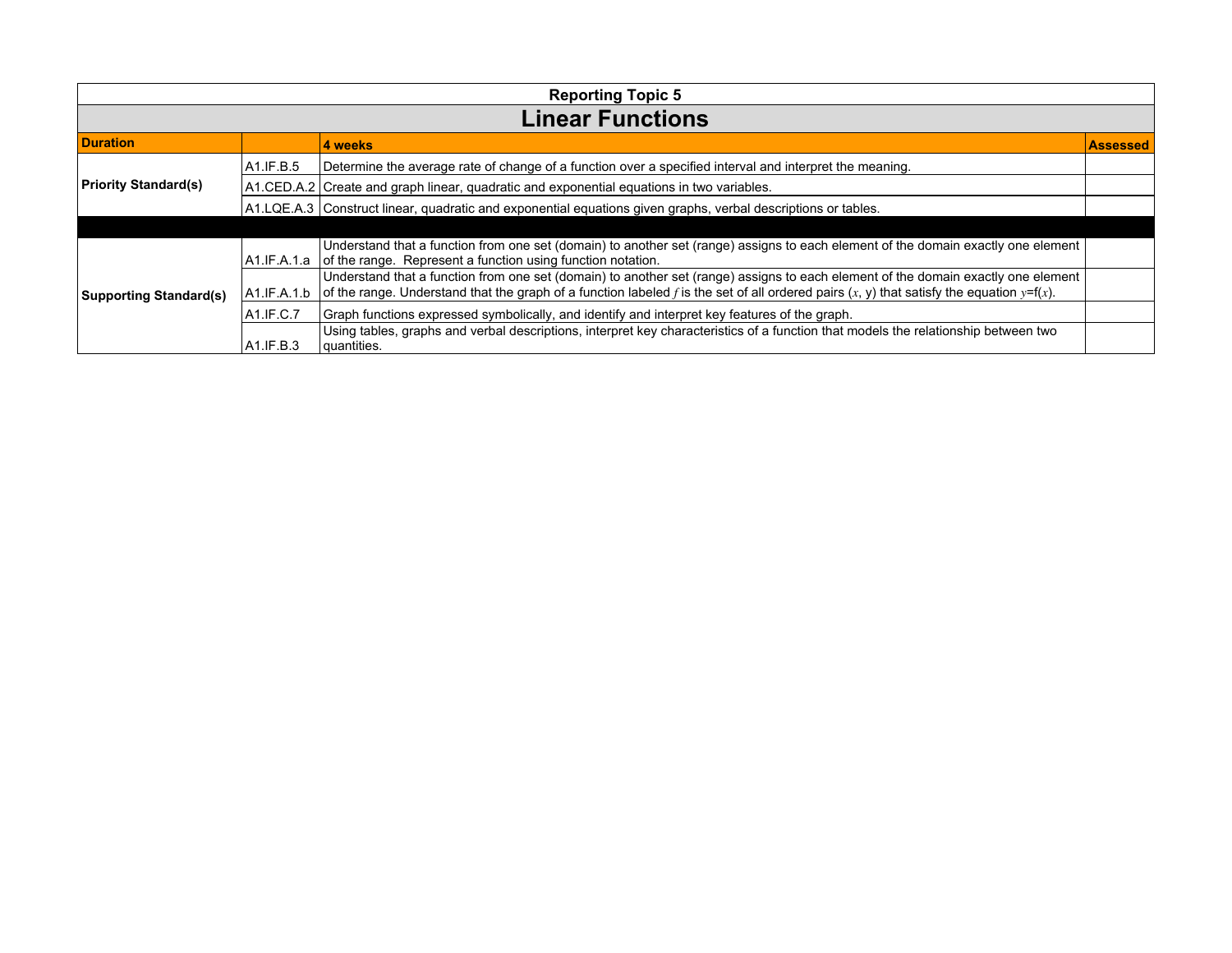## Reporting Topic 5

# Linear Functions

| Duration | | 4 weeks | Assessed |
|---|---|---|---|
| Priority Standard(s) | A1.IF.B.5 | Determine the average rate of change of a function over a specified interval and interpret the meaning. | |
| | A1.CED.A.2 | Create and graph linear, quadratic and exponential equations in two variables. | |
| | A1.LQE.A.3 | Construct linear, quadratic and exponential equations given graphs, verbal descriptions or tables. | |
| | | | |
| Supporting Standard(s) | A1.IF.A.1.a | Understand that a function from one set (domain) to another set (range) assigns to each element of the domain exactly one element of the range. Represent a function using function notation. | |
| | A1.IF.A.1.b | Understand that a function from one set (domain) to another set (range) assigns to each element of the domain exactly one element of the range. Understand that the graph of a function labeled $f$ is the set of all ordered pairs ($x$, y) that satisfy the equation $y$=f($x$). | |
| | A1.IF.C.7 | Graph functions expressed symbolically, and identify and interpret key features of the graph. | |
| | A1.IF.B.3 | Using tables, graphs and verbal descriptions, interpret key characteristics of a function that models the relationship between two quantities. | |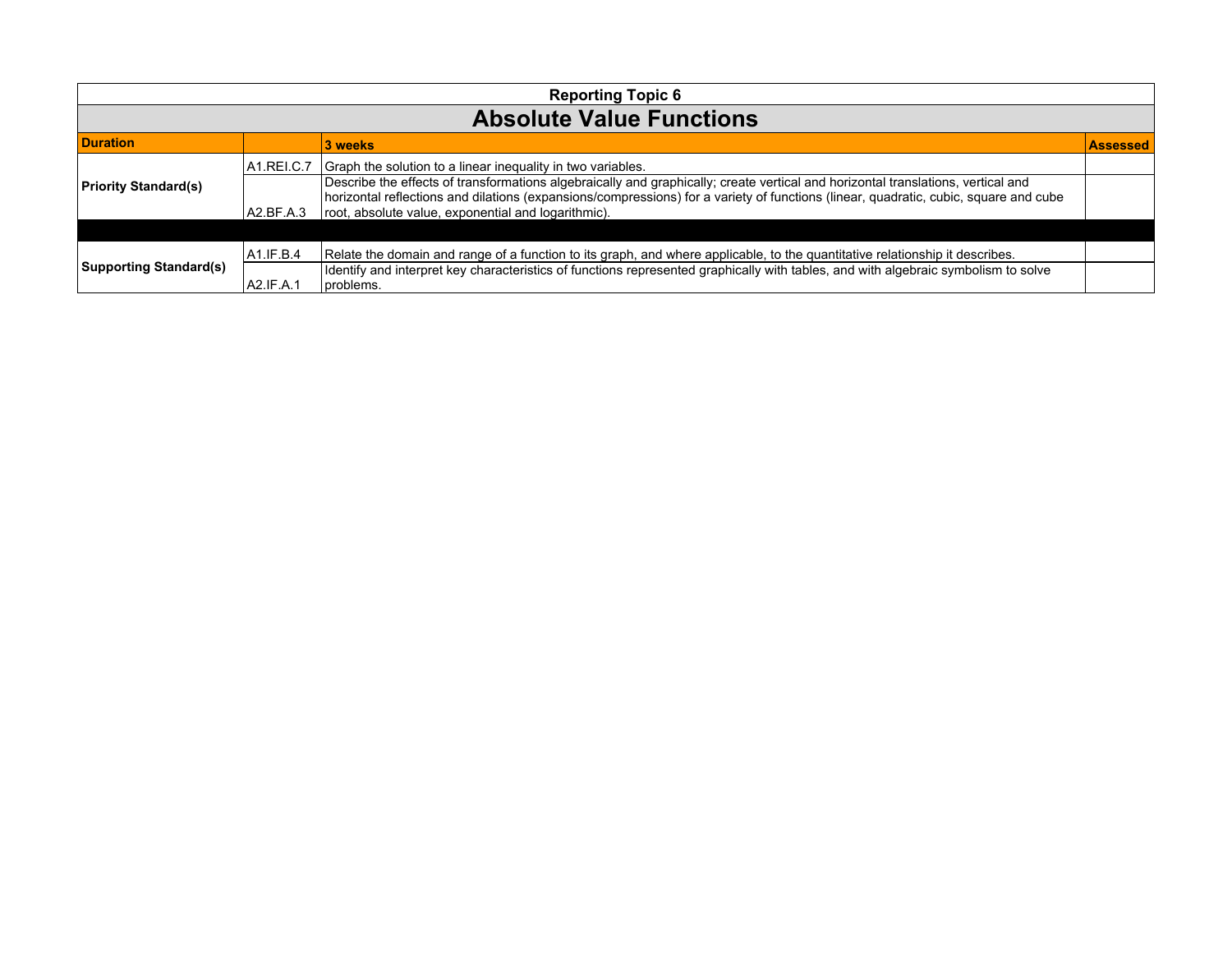**Reporting Topic 6**

# Absolute Value Functions

| Duration | | 3 weeks | Assessed |
|---|---|---|---|
| Priority Standard(s) | A1.REI.C.7 | Graph the solution to a linear inequality in two variables. | |
| | A2.BF.A.3 | Describe the effects of transformations algebraically and graphically; create vertical and horizontal translations, vertical and horizontal reflections and dilations (expansions/compressions) for a variety of functions (linear, quadratic, cubic, square and cube root, absolute value, exponential and logarithmic). | |
| | | | |
| Supporting Standard(s) | A1.IF.B.4 | Relate the domain and range of a function to its graph, and where applicable, to the quantitative relationship it describes. | |
| | A2.IF.A.1 | Identify and interpret key characteristics of functions represented graphically with tables, and with algebraic symbolism to solve problems. | |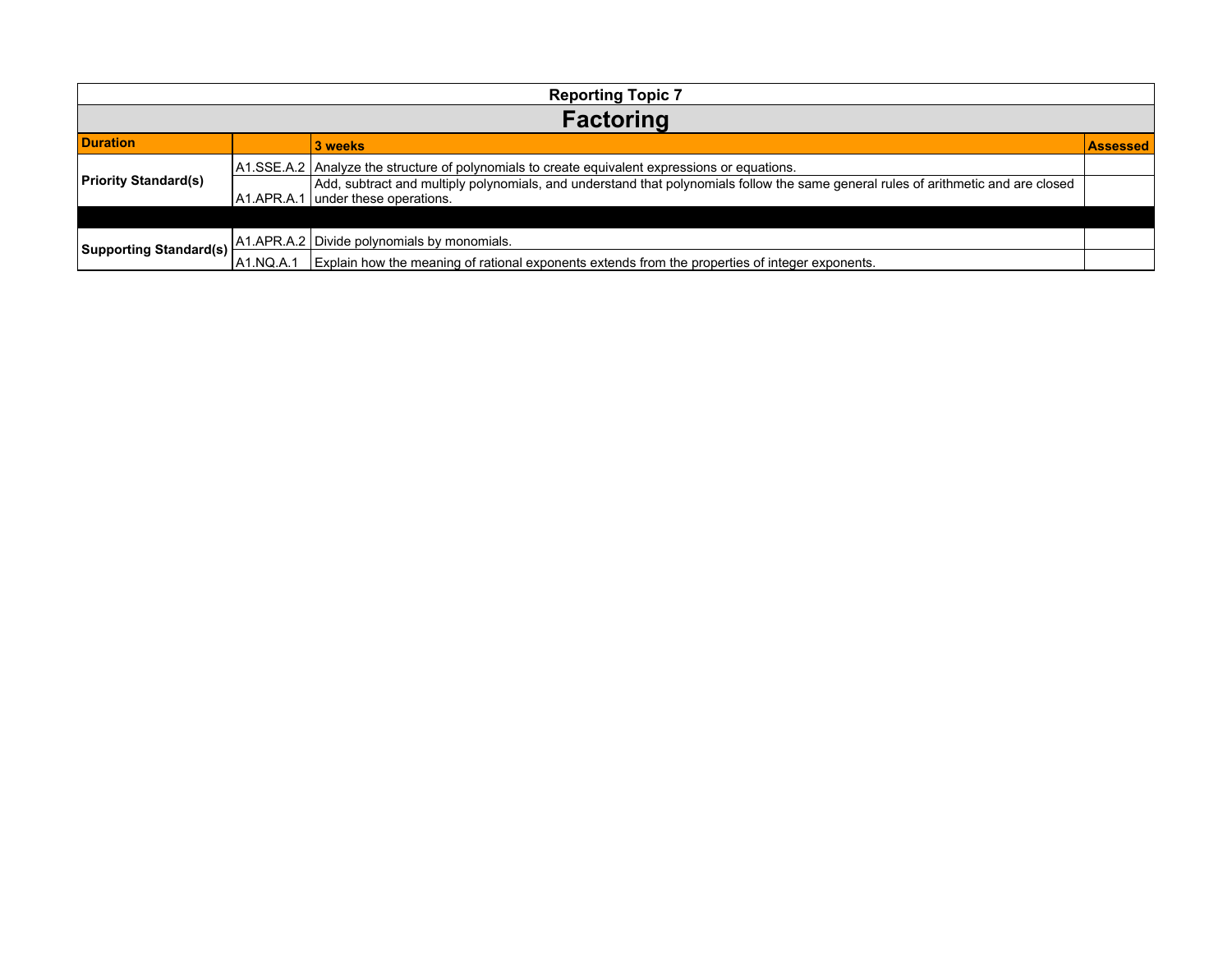| Reporting Topic 7 | | | |
|---|---|---|---|
| **Factoring** | | | |
| **Duration** | | **3 weeks** | **Assessed** |
| **Priority Standard(s)** | A1.SSE.A.2 | Analyze the structure of polynomials to create equivalent expressions or equations. | |
| | A1.APR.A.1 | Add, subtract and multiply polynomials, and understand that polynomials follow the same general rules of arithmetic and are closed under these operations. | |
| | | | |
| **Supporting Standard(s)** | A1.APR.A.2 | Divide polynomials by monomials. | |
| | A1.NQ.A.1 | Explain how the meaning of rational exponents extends from the properties of integer exponents. | |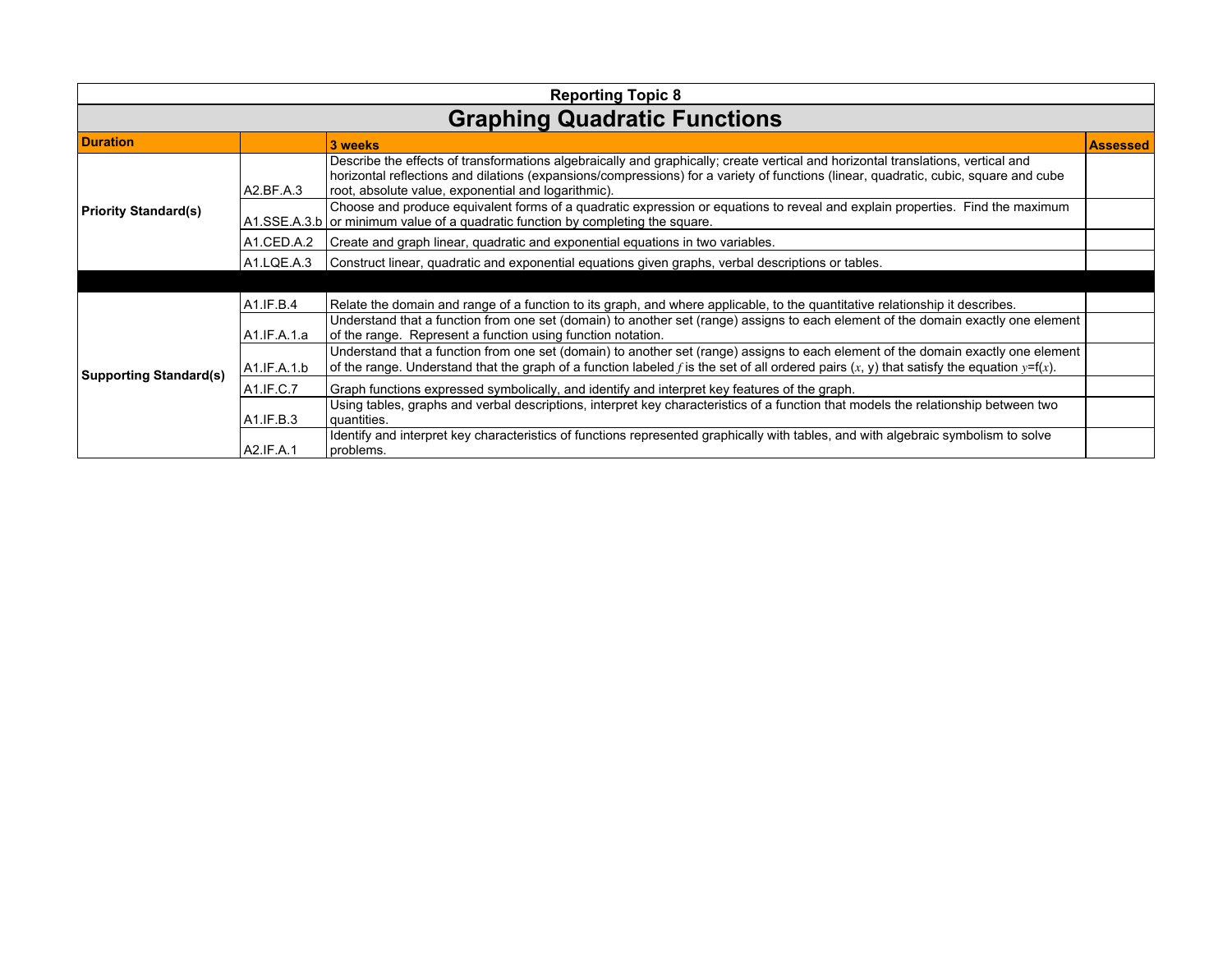**Reporting Topic 8**

# Graphing Quadratic Functions

| Duration | | 3 weeks | Assessed |
|---|---|---|---|
| Priority Standard(s) | A2.BF.A.3 | Describe the effects of transformations algebraically and graphically; create vertical and horizontal translations, vertical and horizontal reflections and dilations (expansions/compressions) for a variety of functions (linear, quadratic, cubic, square and cube root, absolute value, exponential and logarithmic). | |
| | A1.SSE.A.3.b | Choose and produce equivalent forms of a quadratic expression or equations to reveal and explain properties. Find the maximum or minimum value of a quadratic function by completing the square. | |
| | A1.CED.A.2 | Create and graph linear, quadratic and exponential equations in two variables. | |
| | A1.LQE.A.3 | Construct linear, quadratic and exponential equations given graphs, verbal descriptions or tables. | |
| | | | |
| Supporting Standard(s) | A1.IF.B.4 | Relate the domain and range of a function to its graph, and where applicable, to the quantitative relationship it describes. | |
| | A1.IF.A.1.a | Understand that a function from one set (domain) to another set (range) assigns to each element of the domain exactly one element of the range. Represent a function using function notation. | |
| | A1.IF.A.1.b | Understand that a function from one set (domain) to another set (range) assigns to each element of the domain exactly one element of the range. Understand that the graph of a function labeled $f$ is the set of all ordered pairs $(x, y)$ that satisfy the equation $y=f(x)$. | |
| | A1.IF.C.7 | Graph functions expressed symbolically, and identify and interpret key features of the graph. | |
| | A1.IF.B.3 | Using tables, graphs and verbal descriptions, interpret key characteristics of a function that models the relationship between two quantities. | |
| | A2.IF.A.1 | Identify and interpret key characteristics of functions represented graphically with tables, and with algebraic symbolism to solve problems. | |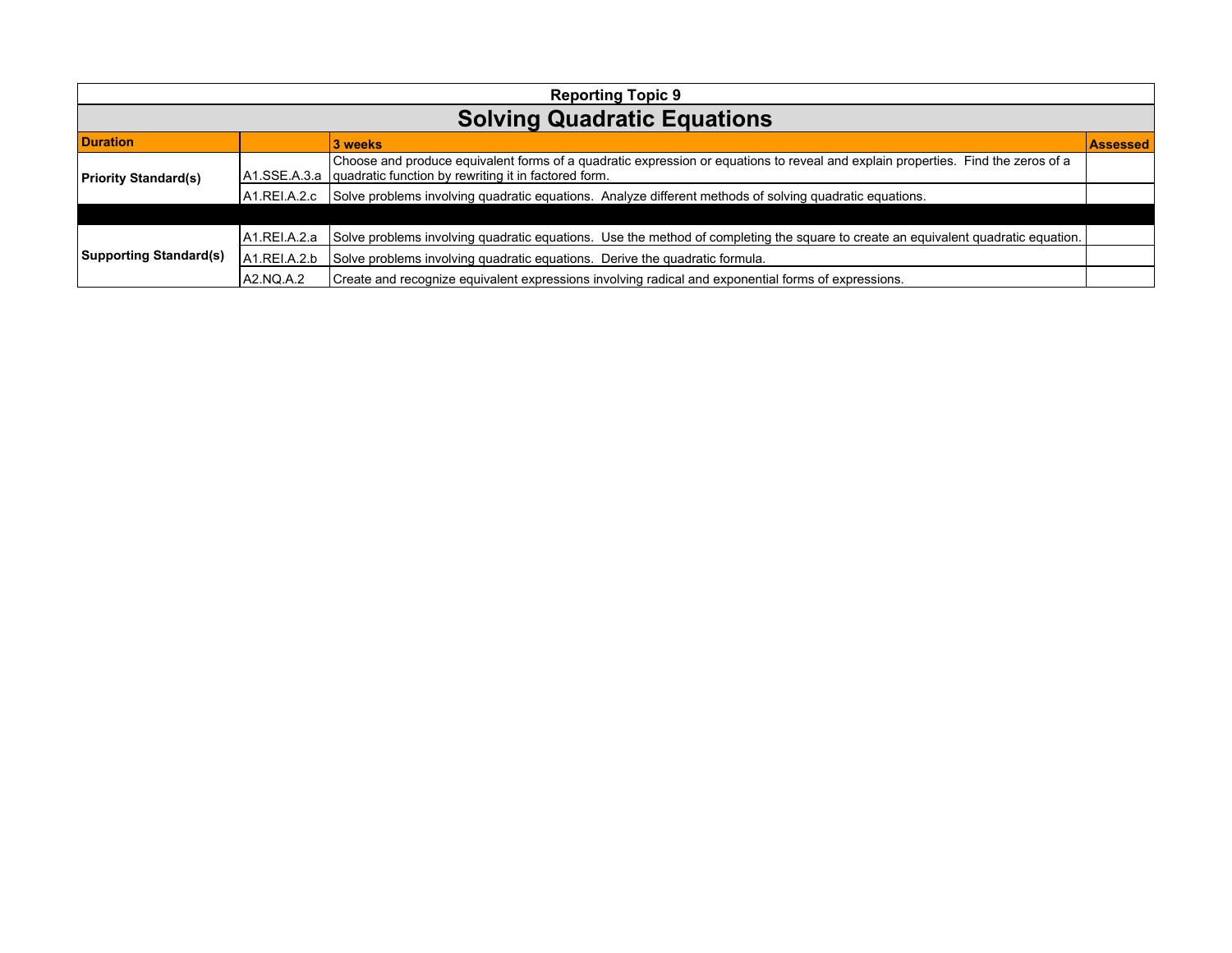| Reporting Topic 9 | | | |
|---|---|---|---|
| **Solving Quadratic Equations** | | | |
| **Duration** | | **3 weeks** | **Assessed** |
| **Priority Standard(s)** | A1.SSE.A.3.a | Choose and produce equivalent forms of a quadratic expression or equations to reveal and explain properties. Find the zeros of a quadratic function by rewriting it in factored form. | |
| | A1.REI.A.2.c | Solve problems involving quadratic equations. Analyze different methods of solving quadratic equations. | |
| | | | |
| **Supporting Standard(s)** | A1.REI.A.2.a | Solve problems involving quadratic equations. Use the method of completing the square to create an equivalent quadratic equation. | |
| | A1.REI.A.2.b | Solve problems involving quadratic equations. Derive the quadratic formula. | |
| | A2.NQ.A.2 | Create and recognize equivalent expressions involving radical and exponential forms of expressions. | |